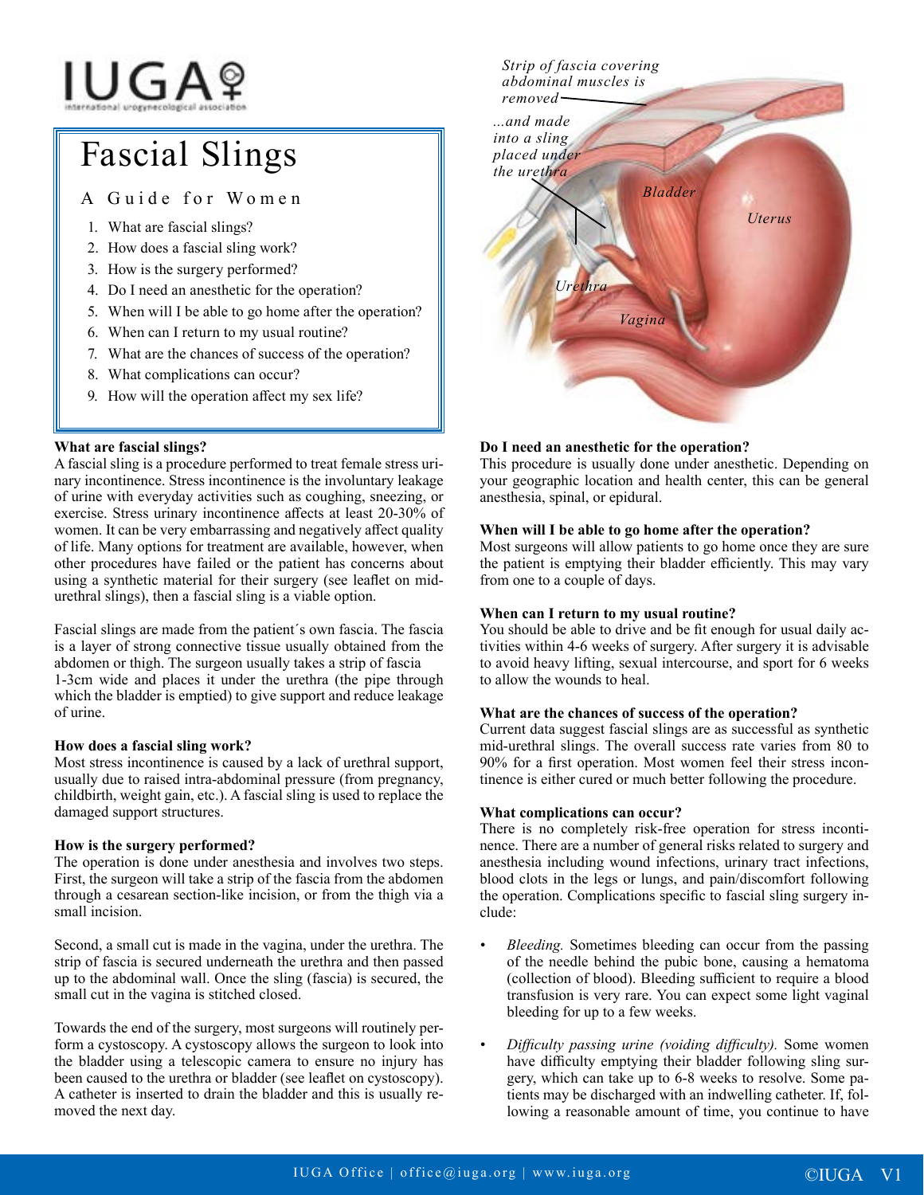IUGA
international urogynecological association

# Fascial Slings

## A Guide for Women

1. What are fascial slings?
2. How does a fascial sling work?
3. How is the surgery performed?
4. Do I need an anesthetic for the operation?
5. When will I be able to go home after the operation?
6. When can I return to my usual routine?
7. What are the chances of success of the operation?
8. What complications can occur?
9. How will the operation affect my sex life?

*Strip of fascia covering abdominal muscles is removed*

*...and made into a sling placed under the urethra*

*Bladder*

*Uterus*

*Urethra*

*Vagina*

**What are fascial slings?**

A fascial sling is a procedure performed to treat female stress urinary incontinence. Stress incontinence is the involuntary leakage of urine with everyday activities such as coughing, sneezing, or exercise. Stress urinary incontinence affects at least 20-30% of women. It can be very embarrassing and negatively affect quality of life. Many options for treatment are available, however, when other procedures have failed or the patient has concerns about using a synthetic material for their surgery (see leaflet on mid-urethral slings), then a fascial sling is a viable option.

Fascial slings are made from the patient´s own fascia. The fascia is a layer of strong connective tissue usually obtained from the abdomen or thigh. The surgeon usually takes a strip of fascia 1-3cm wide and places it under the urethra (the pipe through which the bladder is emptied) to give support and reduce leakage of urine.

**How does a fascial sling work?**

Most stress incontinence is caused by a lack of urethral support, usually due to raised intra-abdominal pressure (from pregnancy, childbirth, weight gain, etc.). A fascial sling is used to replace the damaged support structures.

**How is the surgery performed?**

The operation is done under anesthesia and involves two steps. First, the surgeon will take a strip of the fascia from the abdomen through a cesarean section-like incision, or from the thigh via a small incision.

Second, a small cut is made in the vagina, under the urethra. The strip of fascia is secured underneath the urethra and then passed up to the abdominal wall. Once the sling (fascia) is secured, the small cut in the vagina is stitched closed.

Towards the end of the surgery, most surgeons will routinely perform a cystoscopy. A cystoscopy allows the surgeon to look into the bladder using a telescopic camera to ensure no injury has been caused to the urethra or bladder (see leaflet on cystoscopy). A catheter is inserted to drain the bladder and this is usually removed the next day.

**Do I need an anesthetic for the operation?**

This procedure is usually done under anesthetic. Depending on your geographic location and health center, this can be general anesthesia, spinal, or epidural.

**When will I be able to go home after the operation?**

Most surgeons will allow patients to go home once they are sure the patient is emptying their bladder efficiently. This may vary from one to a couple of days.

**When can I return to my usual routine?**

You should be able to drive and be fit enough for usual daily activities within 4-6 weeks of surgery. After surgery it is advisable to avoid heavy lifting, sexual intercourse, and sport for 6 weeks to allow the wounds to heal.

**What are the chances of success of the operation?**

Current data suggest fascial slings are as successful as synthetic mid-urethral slings. The overall success rate varies from 80 to 90% for a first operation. Most women feel their stress incontinence is either cured or much better following the procedure.

**What complications can occur?**

There is no completely risk-free operation for stress incontinence. There are a number of general risks related to surgery and anesthesia including wound infections, urinary tract infections, blood clots in the legs or lungs, and pain/discomfort following the operation. Complications specific to fascial sling surgery include:

- *Bleeding.* Sometimes bleeding can occur from the passing of the needle behind the pubic bone, causing a hematoma (collection of blood). Bleeding sufficient to require a blood transfusion is very rare. You can expect some light vaginal bleeding for up to a few weeks.

- *Difficulty passing urine (voiding difficulty).* Some women have difficulty emptying their bladder following sling surgery, which can take up to 6-8 weeks to resolve. Some patients may be discharged with an indwelling catheter. If, following a reasonable amount of time, you continue to have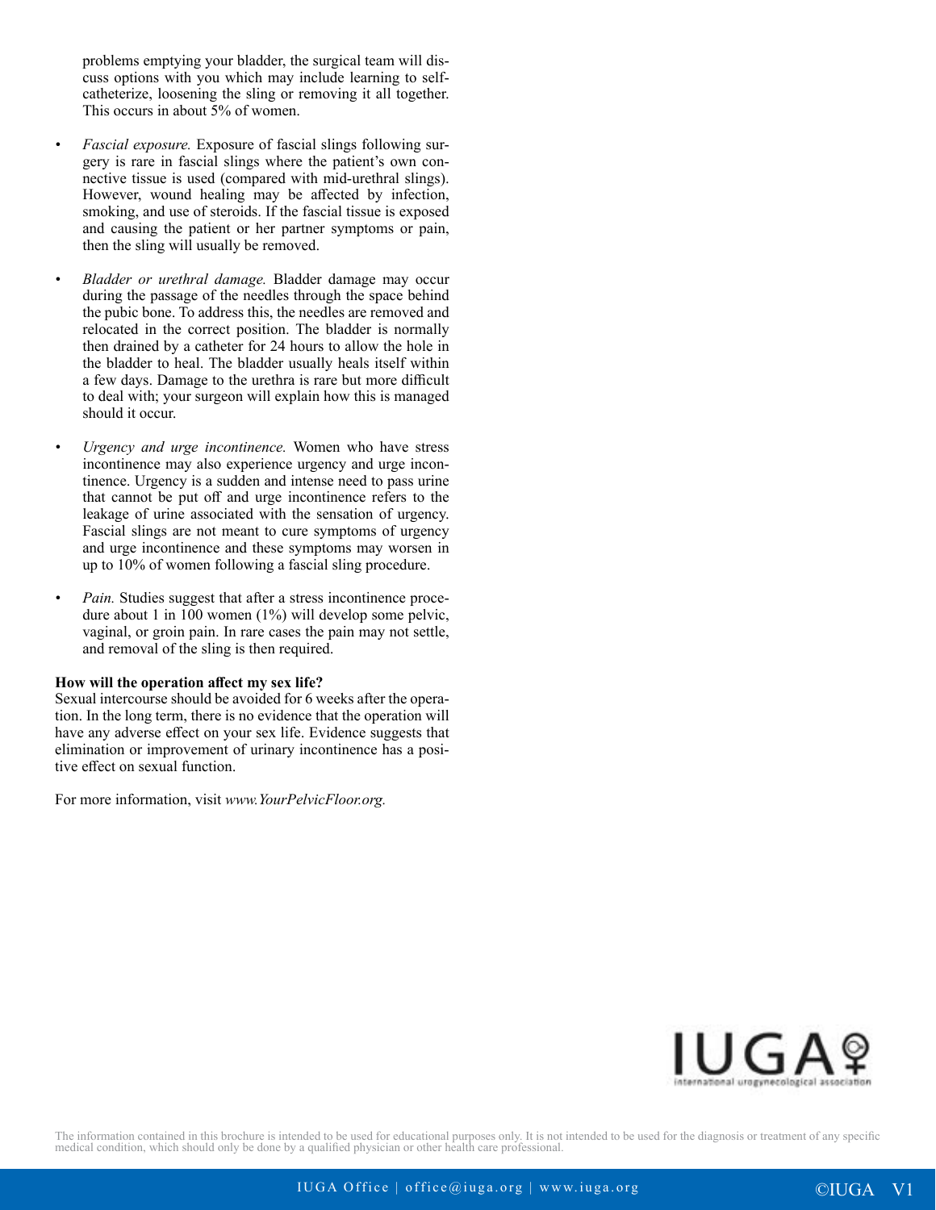problems emptying your bladder, the surgical team will discuss options with you which may include learning to self-catheterize, loosening the sling or removing it all together. This occurs in about 5% of women.

- *Fascial exposure.* Exposure of fascial slings following surgery is rare in fascial slings where the patient's own connective tissue is used (compared with mid-urethral slings). However, wound healing may be affected by infection, smoking, and use of steroids. If the fascial tissue is exposed and causing the patient or her partner symptoms or pain, then the sling will usually be removed.

- *Bladder or urethral damage.* Bladder damage may occur during the passage of the needles through the space behind the pubic bone. To address this, the needles are removed and relocated in the correct position. The bladder is normally then drained by a catheter for 24 hours to allow the hole in the bladder to heal. The bladder usually heals itself within a few days. Damage to the urethra is rare but more difficult to deal with; your surgeon will explain how this is managed should it occur.

- *Urgency and urge incontinence.* Women who have stress incontinence may also experience urgency and urge incontinence. Urgency is a sudden and intense need to pass urine that cannot be put off and urge incontinence refers to the leakage of urine associated with the sensation of urgency. Fascial slings are not meant to cure symptoms of urgency and urge incontinence and these symptoms may worsen in up to 10% of women following a fascial sling procedure.

- *Pain.* Studies suggest that after a stress incontinence procedure about 1 in 100 women (1%) will develop some pelvic, vaginal, or groin pain. In rare cases the pain may not settle, and removal of the sling is then required.

**How will the operation affect my sex life?**

Sexual intercourse should be avoided for 6 weeks after the operation. In the long term, there is no evidence that the operation will have any adverse effect on your sex life. Evidence suggests that elimination or improvement of urinary incontinence has a positive effect on sexual function.

For more information, visit *www.YourPelvicFloor.org.*

IUGA international urogynecological association

The information contained in this brochure is intended to be used for educational purposes only. It is not intended to be used for the diagnosis or treatment of any specific medical condition, which should only be done by a qualified physician or other health care professional.

IUGA Office | office@iuga.org | www.iuga.org

©IUGA V1